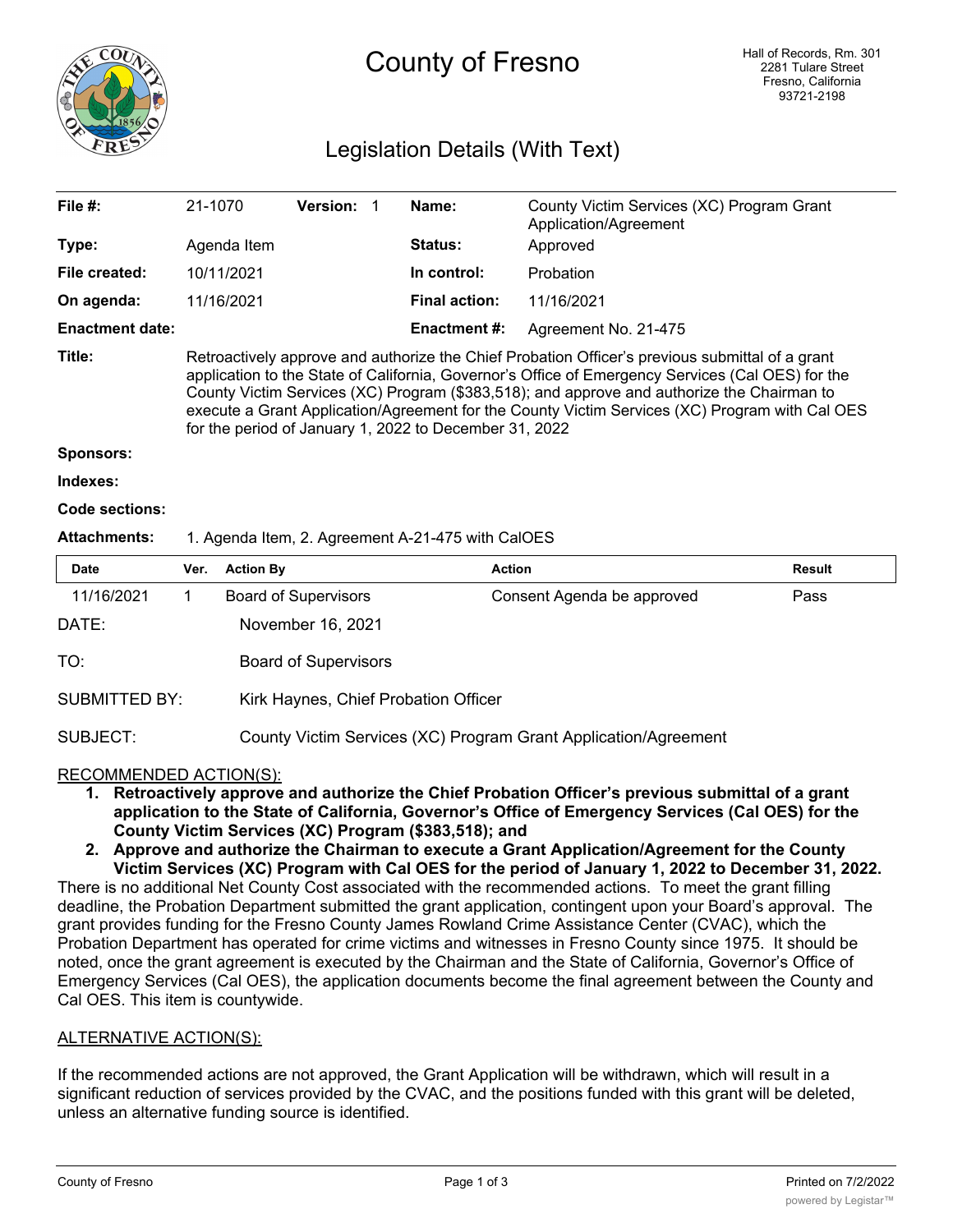# County of Fresno

Hall of Records, Rm. 301
2281 Tulare Street
Fresno, California
93721-2198

## Legislation Details (With Text)

| | | | |
|---|---|---|---|
| **File #:** | 21-1070 **Version:** 1 | **Name:** | County Victim Services (XC) Program Grant Application/Agreement |
| **Type:** | Agenda Item | **Status:** | Approved |
| **File created:** | 10/11/2021 | **In control:** | Probation |
| **On agenda:** | 11/16/2021 | **Final action:** | 11/16/2021 |
| **Enactment date:** | | **Enactment #:** | Agreement No. 21-475 |

**Title:** Retroactively approve and authorize the Chief Probation Officer's previous submittal of a grant application to the State of California, Governor's Office of Emergency Services (Cal OES) for the County Victim Services (XC) Program ($383,518); and approve and authorize the Chairman to execute a Grant Application/Agreement for the County Victim Services (XC) Program with Cal OES for the period of January 1, 2022 to December 31, 2022

**Sponsors:**

**Indexes:**

**Code sections:**

**Attachments:** 1. Agenda Item, 2. Agreement A-21-475 with CalOES

| Date | Ver. | Action By | Action | Result |
|---|---|---|---|---|
| 11/16/2021 | 1 | Board of Supervisors | Consent Agenda be approved | Pass |

DATE: November 16, 2021

TO: Board of Supervisors

SUBMITTED BY: Kirk Haynes, Chief Probation Officer

SUBJECT: County Victim Services (XC) Program Grant Application/Agreement

RECOMMENDED ACTION(S):

1. **Retroactively approve and authorize the Chief Probation Officer's previous submittal of a grant application to the State of California, Governor's Office of Emergency Services (Cal OES) for the County Victim Services (XC) Program ($383,518); and**
2. **Approve and authorize the Chairman to execute a Grant Application/Agreement for the County Victim Services (XC) Program with Cal OES for the period of January 1, 2022 to December 31, 2022.**

There is no additional Net County Cost associated with the recommended actions. To meet the grant filling deadline, the Probation Department submitted the grant application, contingent upon your Board's approval. The grant provides funding for the Fresno County James Rowland Crime Assistance Center (CVAC), which the Probation Department has operated for crime victims and witnesses in Fresno County since 1975. It should be noted, once the grant agreement is executed by the Chairman and the State of California, Governor's Office of Emergency Services (Cal OES), the application documents become the final agreement between the County and Cal OES. This item is countywide.

ALTERNATIVE ACTION(S):

If the recommended actions are not approved, the Grant Application will be withdrawn, which will result in a significant reduction of services provided by the CVAC, and the positions funded with this grant will be deleted, unless an alternative funding source is identified.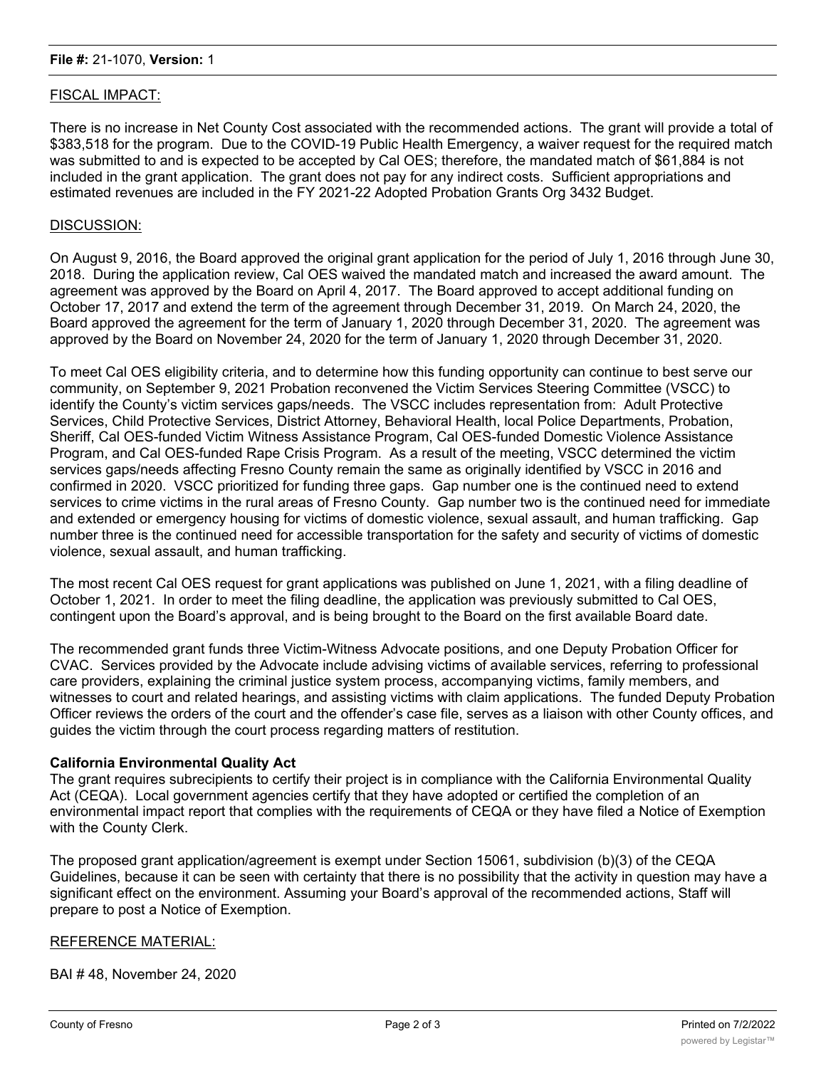FISCAL IMPACT:

There is no increase in Net County Cost associated with the recommended actions. The grant will provide a total of $383,518 for the program. Due to the COVID-19 Public Health Emergency, a waiver request for the required match was submitted to and is expected to be accepted by Cal OES; therefore, the mandated match of $61,884 is not included in the grant application. The grant does not pay for any indirect costs. Sufficient appropriations and estimated revenues are included in the FY 2021-22 Adopted Probation Grants Org 3432 Budget.

DISCUSSION:

On August 9, 2016, the Board approved the original grant application for the period of July 1, 2016 through June 30, 2018. During the application review, Cal OES waived the mandated match and increased the award amount. The agreement was approved by the Board on April 4, 2017. The Board approved to accept additional funding on October 17, 2017 and extend the term of the agreement through December 31, 2019. On March 24, 2020, the Board approved the agreement for the term of January 1, 2020 through December 31, 2020. The agreement was approved by the Board on November 24, 2020 for the term of January 1, 2020 through December 31, 2020.

To meet Cal OES eligibility criteria, and to determine how this funding opportunity can continue to best serve our community, on September 9, 2021 Probation reconvened the Victim Services Steering Committee (VSCC) to identify the County's victim services gaps/needs. The VSCC includes representation from: Adult Protective Services, Child Protective Services, District Attorney, Behavioral Health, local Police Departments, Probation, Sheriff, Cal OES-funded Victim Witness Assistance Program, Cal OES-funded Domestic Violence Assistance Program, and Cal OES-funded Rape Crisis Program. As a result of the meeting, VSCC determined the victim services gaps/needs affecting Fresno County remain the same as originally identified by VSCC in 2016 and confirmed in 2020. VSCC prioritized for funding three gaps. Gap number one is the continued need to extend services to crime victims in the rural areas of Fresno County. Gap number two is the continued need for immediate and extended or emergency housing for victims of domestic violence, sexual assault, and human trafficking. Gap number three is the continued need for accessible transportation for the safety and security of victims of domestic violence, sexual assault, and human trafficking.

The most recent Cal OES request for grant applications was published on June 1, 2021, with a filing deadline of October 1, 2021. In order to meet the filing deadline, the application was previously submitted to Cal OES, contingent upon the Board's approval, and is being brought to the Board on the first available Board date.

The recommended grant funds three Victim-Witness Advocate positions, and one Deputy Probation Officer for CVAC. Services provided by the Advocate include advising victims of available services, referring to professional care providers, explaining the criminal justice system process, accompanying victims, family members, and witnesses to court and related hearings, and assisting victims with claim applications. The funded Deputy Probation Officer reviews the orders of the court and the offender's case file, serves as a liaison with other County offices, and guides the victim through the court process regarding matters of restitution.

**California Environmental Quality Act**

The grant requires subrecipients to certify their project is in compliance with the California Environmental Quality Act (CEQA). Local government agencies certify that they have adopted or certified the completion of an environmental impact report that complies with the requirements of CEQA or they have filed a Notice of Exemption with the County Clerk.

The proposed grant application/agreement is exempt under Section 15061, subdivision (b)(3) of the CEQA Guidelines, because it can be seen with certainty that there is no possibility that the activity in question may have a significant effect on the environment. Assuming your Board's approval of the recommended actions, Staff will prepare to post a Notice of Exemption.

REFERENCE MATERIAL:

BAI # 48, November 24, 2020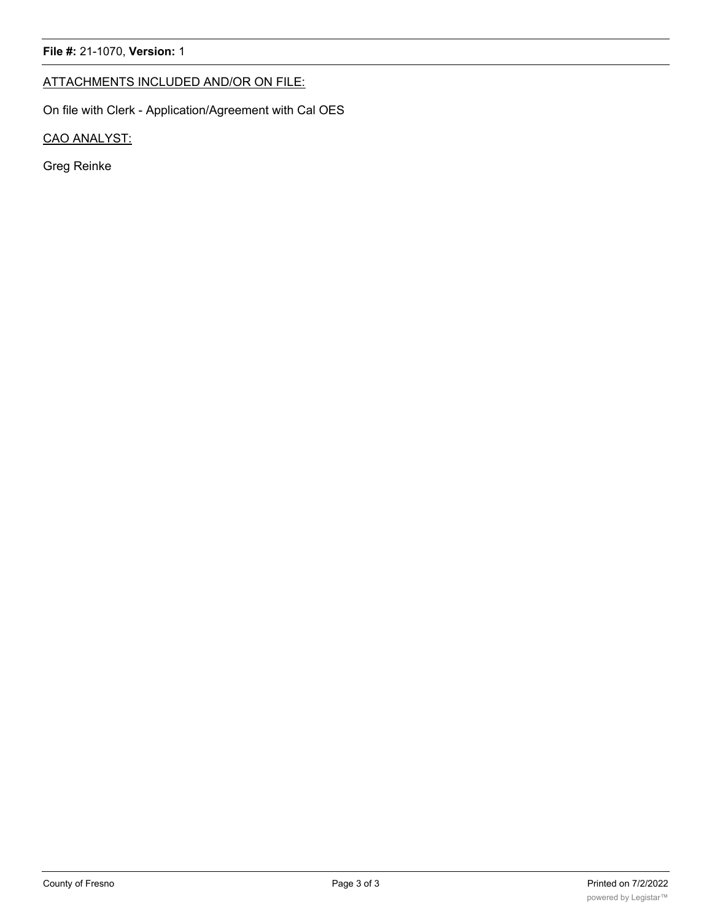**File #:** 21-1070, **Version:** 1

ATTACHMENTS INCLUDED AND/OR ON FILE:

On file with Clerk - Application/Agreement with Cal OES

CAO ANALYST:

Greg Reinke